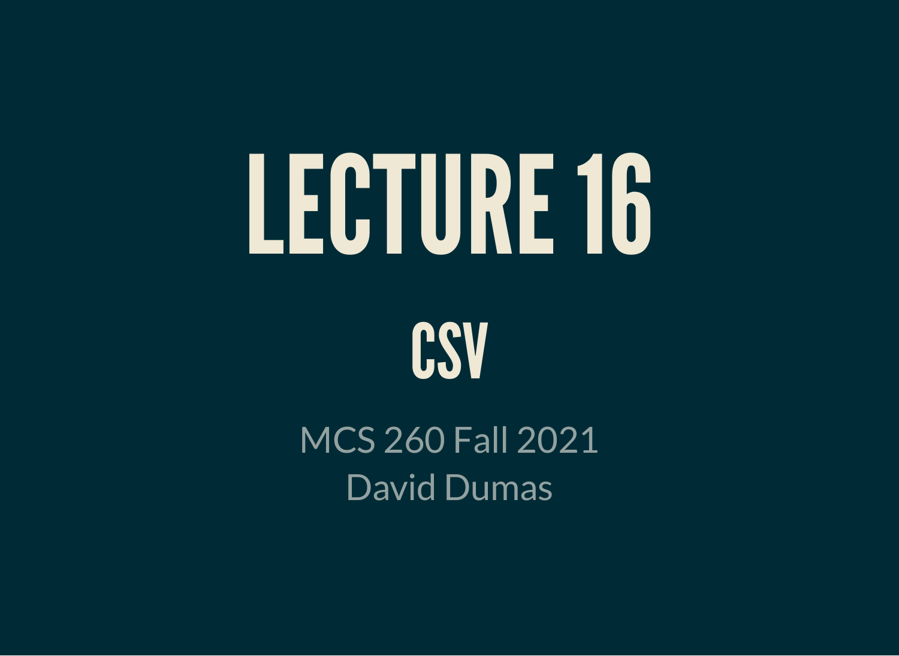# LECTURE 16

## CSV

MCS 260 Fall 2021

David Dumas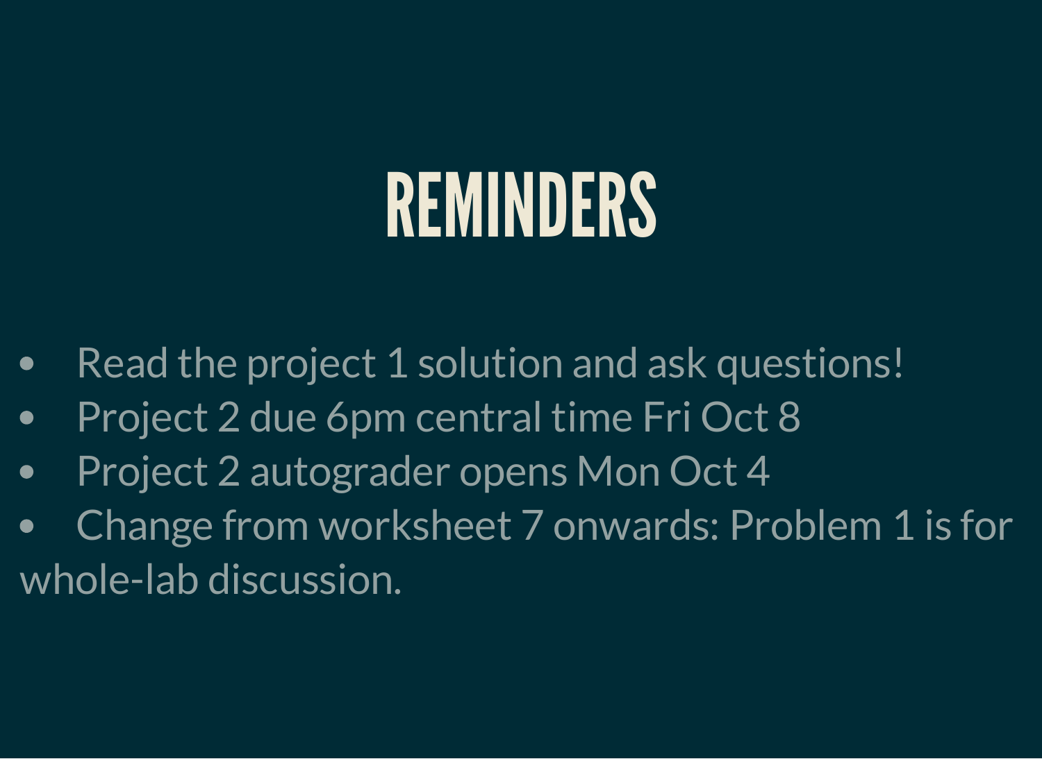# REMINDERS

- Read the project 1 solution and ask questions!
- Project 2 due 6pm central time Fri Oct 8
- Project 2 autograder opens Mon Oct 4
- Change from worksheet 7 onwards: Problem 1 is for whole-lab discussion.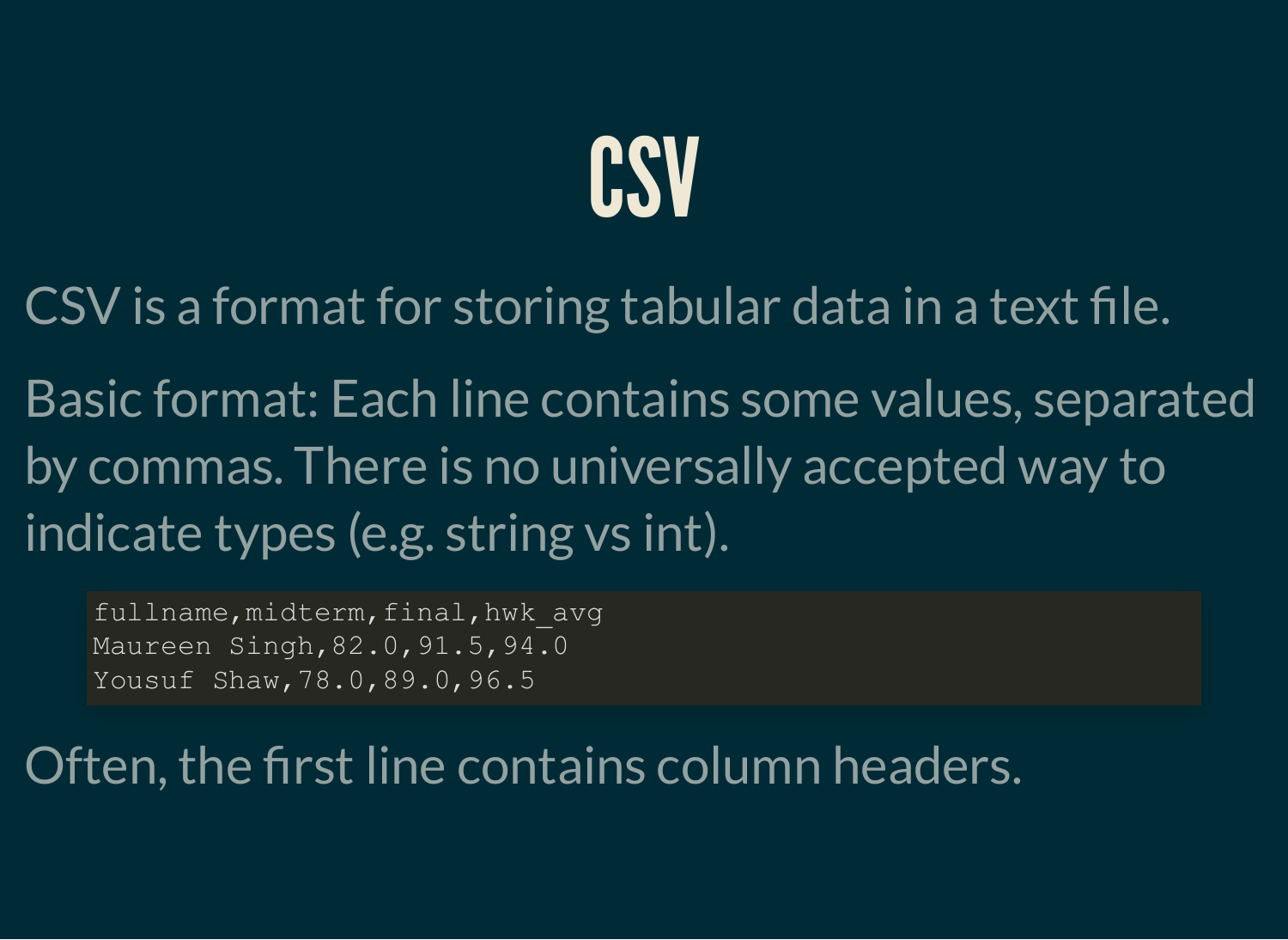# CSV

CSV is a format for storing tabular data in a text file.

Basic format: Each line contains some values, separated by commas. There is no universally accepted way to indicate types (e.g. string vs int).

```
fullname,midterm,final,hwk_avg
Maureen Singh,82.0,91.5,94.0
Yousuf Shaw,78.0,89.0,96.5
```

Often, the first line contains column headers.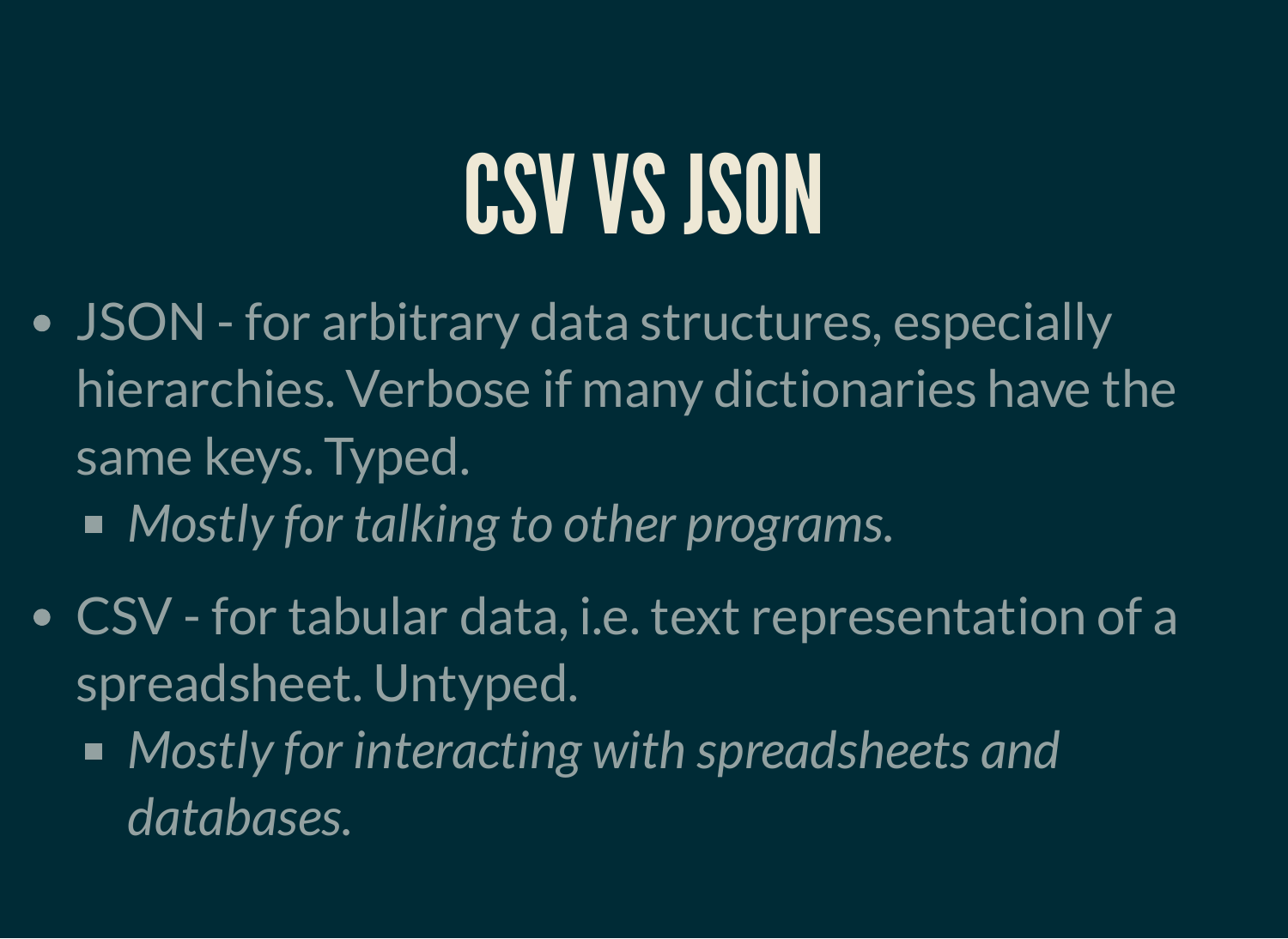# CSV VS JSON

- JSON - for arbitrary data structures, especially hierarchies. Verbose if many dictionaries have the same keys. Typed.
  - *Mostly for talking to other programs.*
- CSV - for tabular data, i.e. text representation of a spreadsheet. Untyped.
  - *Mostly for interacting with spreadsheets and databases.*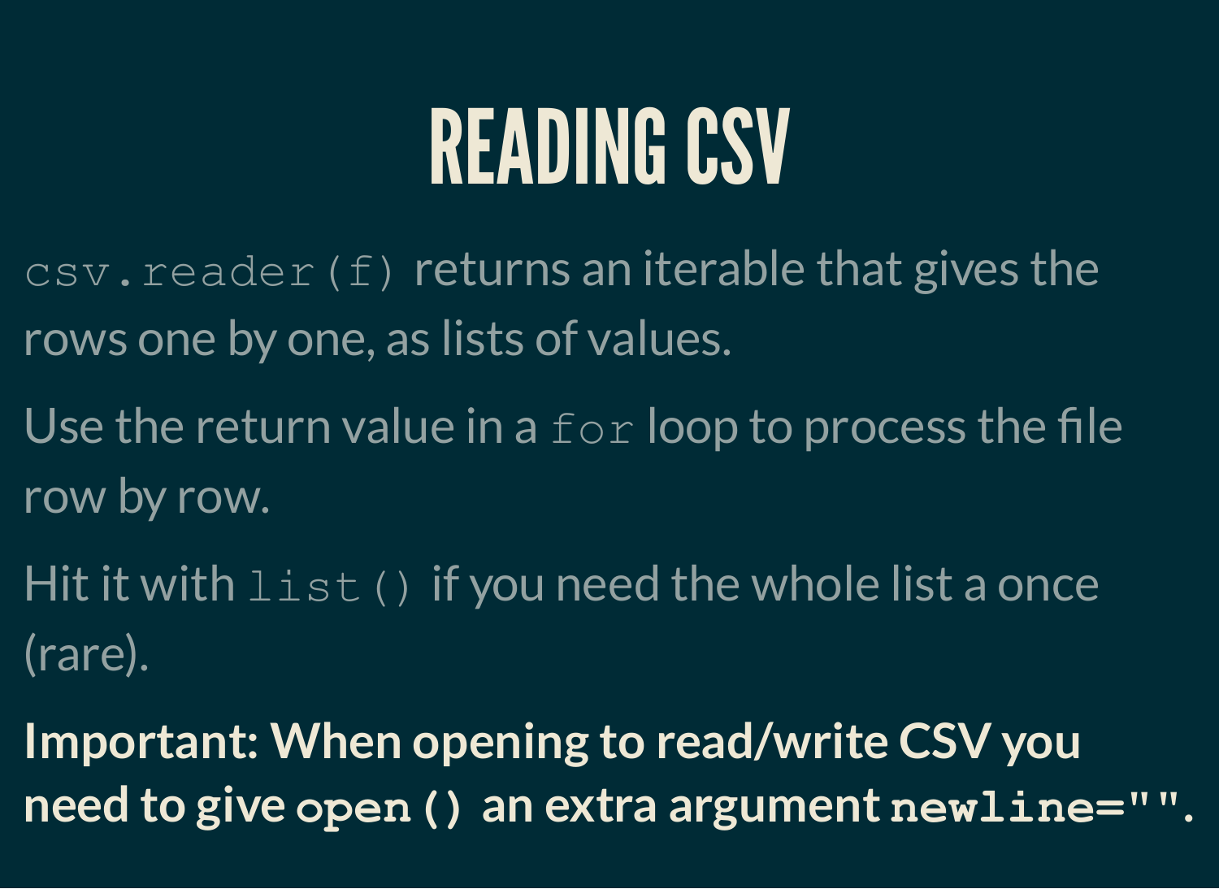# READING CSV

`csv.reader(f)` returns an iterable that gives the rows one by one, as lists of values.

Use the return value in a `for` loop to process the file row by row.

Hit it with `list()` if you need the whole list a once (rare).

**Important: When opening to read/write CSV you need to give `open()` an extra argument `newline=""`.**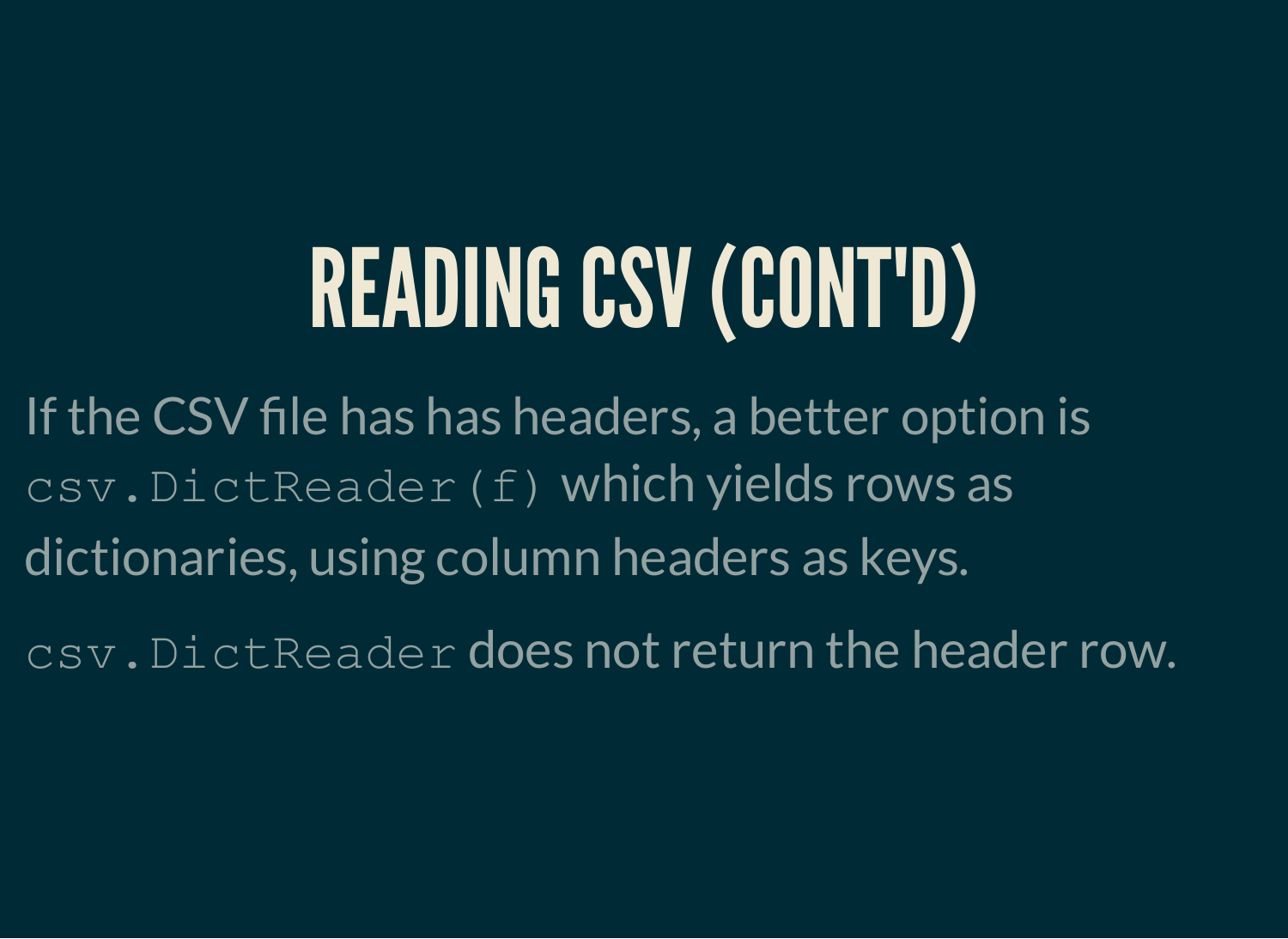# READING CSV (CONT'D)

If the CSV file has has headers, a better option is `csv.DictReader(f)` which yields rows as dictionaries, using column headers as keys.

`csv.DictReader` does not return the header row.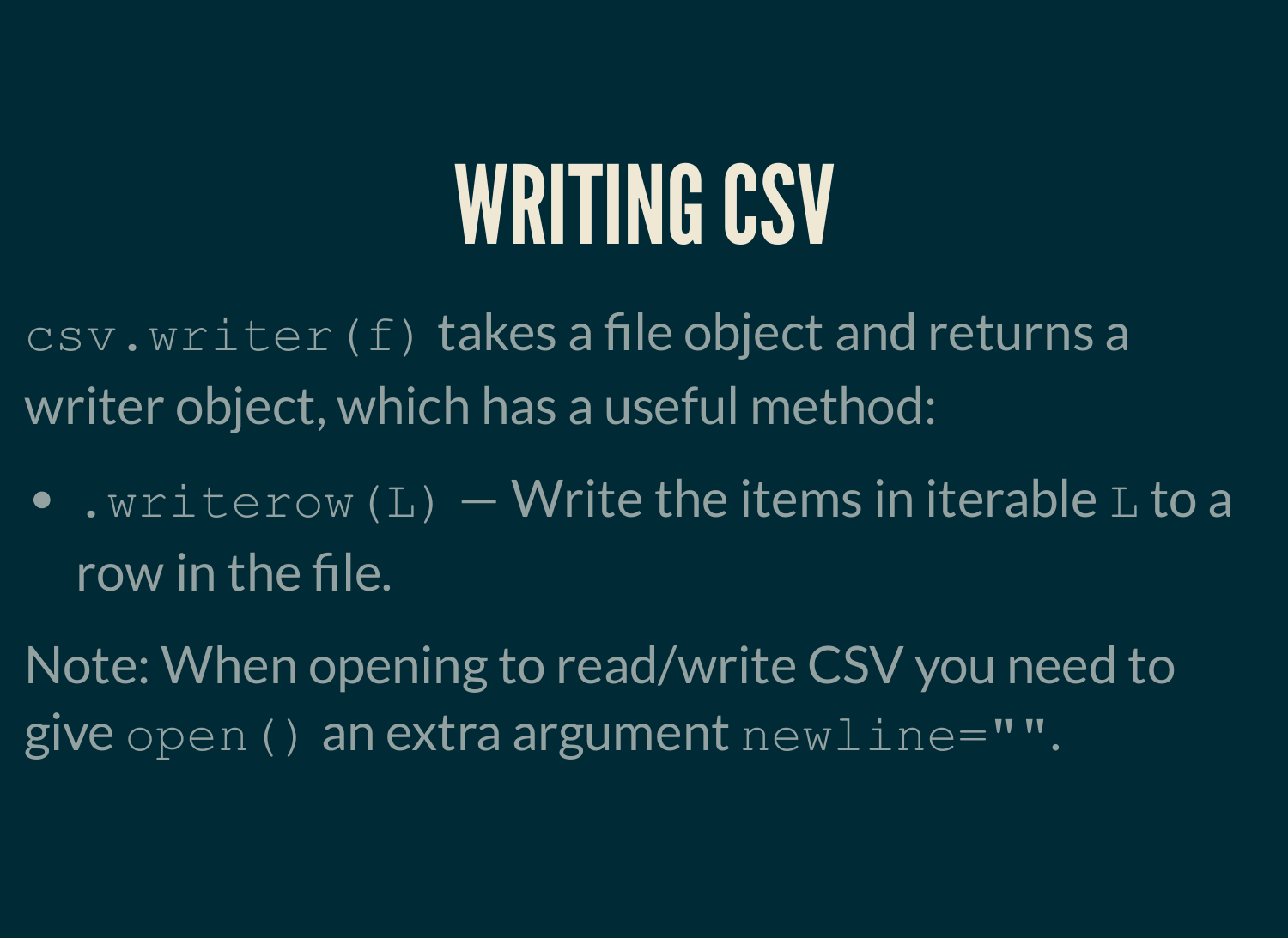# WRITING CSV

`csv.writer(f)` takes a file object and returns a writer object, which has a useful method:

- `.writerow(L)` — Write the items in iterable `L` to a row in the file.

Note: When opening to read/write CSV you need to give `open()` an extra argument `newline=""`.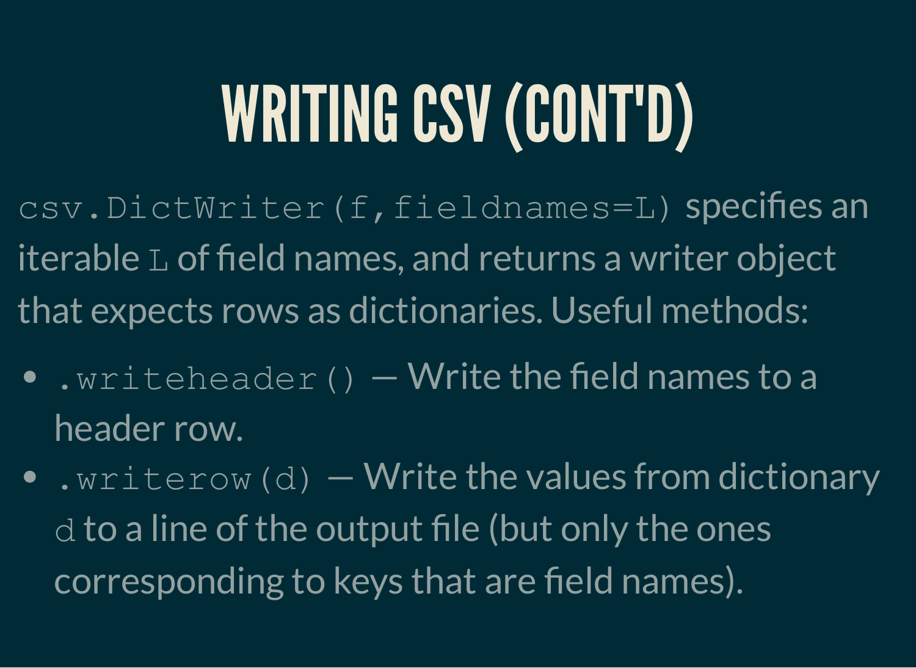# WRITING CSV (CONT'D)

`csv.DictWriter(f,fieldnames=L)` specifies an iterable `L` of field names, and returns a writer object that expects rows as dictionaries. Useful methods:

- `.writeheader()` — Write the field names to a header row.
- `.writerow(d)` — Write the values from dictionary `d` to a line of the output file (but only the ones corresponding to keys that are field names).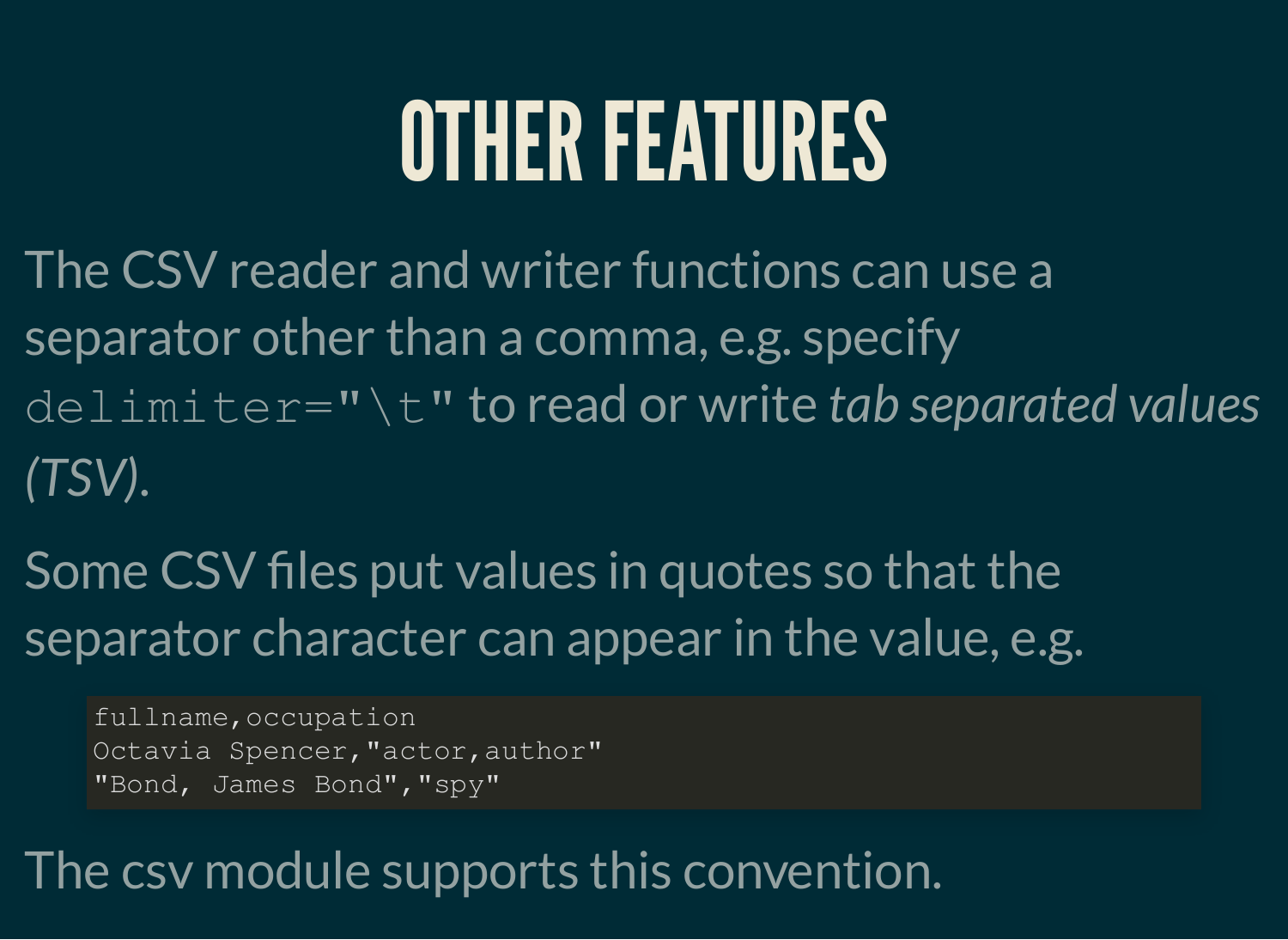# OTHER FEATURES

The CSV reader and writer functions can use a separator other than a comma, e.g. specify `delimiter="\t"` to read or write *tab separated values (TSV)*.

Some CSV files put values in quotes so that the separator character can appear in the value, e.g.

```
fullname,occupation
Octavia Spencer,"actor,author"
"Bond, James Bond","spy"
```

The csv module supports this convention.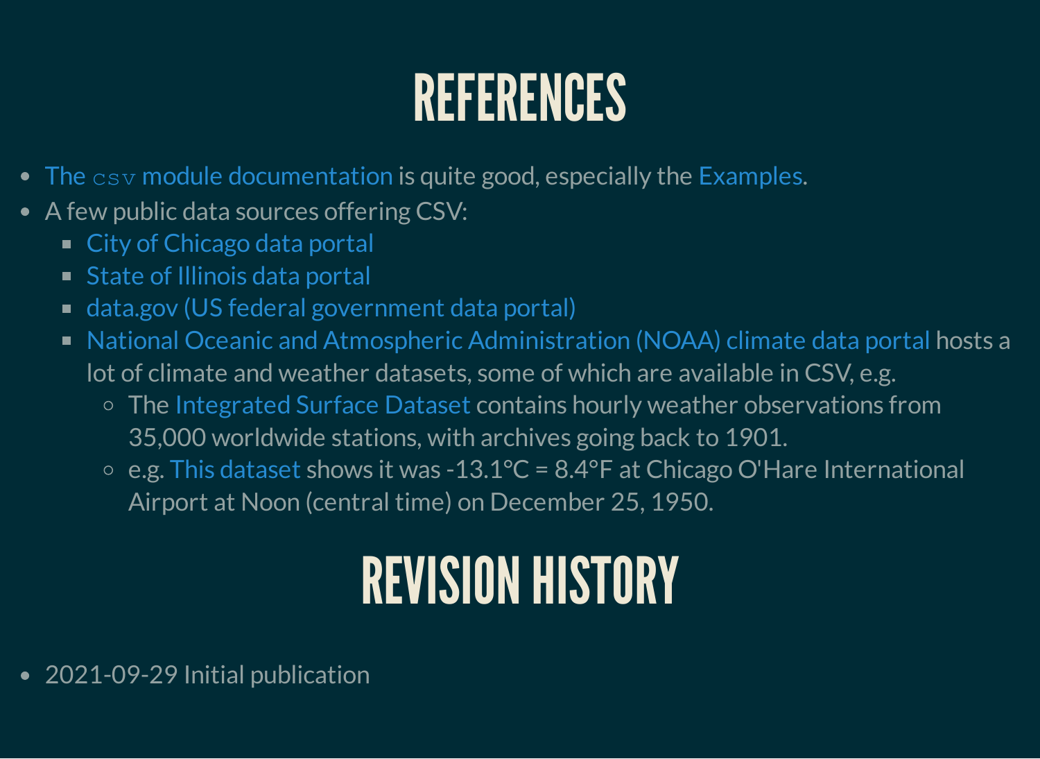# REFERENCES

- The `csv` module documentation is quite good, especially the Examples.
- A few public data sources offering CSV:
  - City of Chicago data portal
  - State of Illinois data portal
  - data.gov (US federal government data portal)
  - National Oceanic and Atmospheric Administration (NOAA) climate data portal hosts a lot of climate and weather datasets, some of which are available in CSV, e.g.
    - The Integrated Surface Dataset contains hourly weather observations from 35,000 worldwide stations, with archives going back to 1901.
    - e.g. This dataset shows it was -13.1°C = 8.4°F at Chicago O'Hare International Airport at Noon (central time) on December 25, 1950.

# REVISION HISTORY

- 2021-09-29 Initial publication